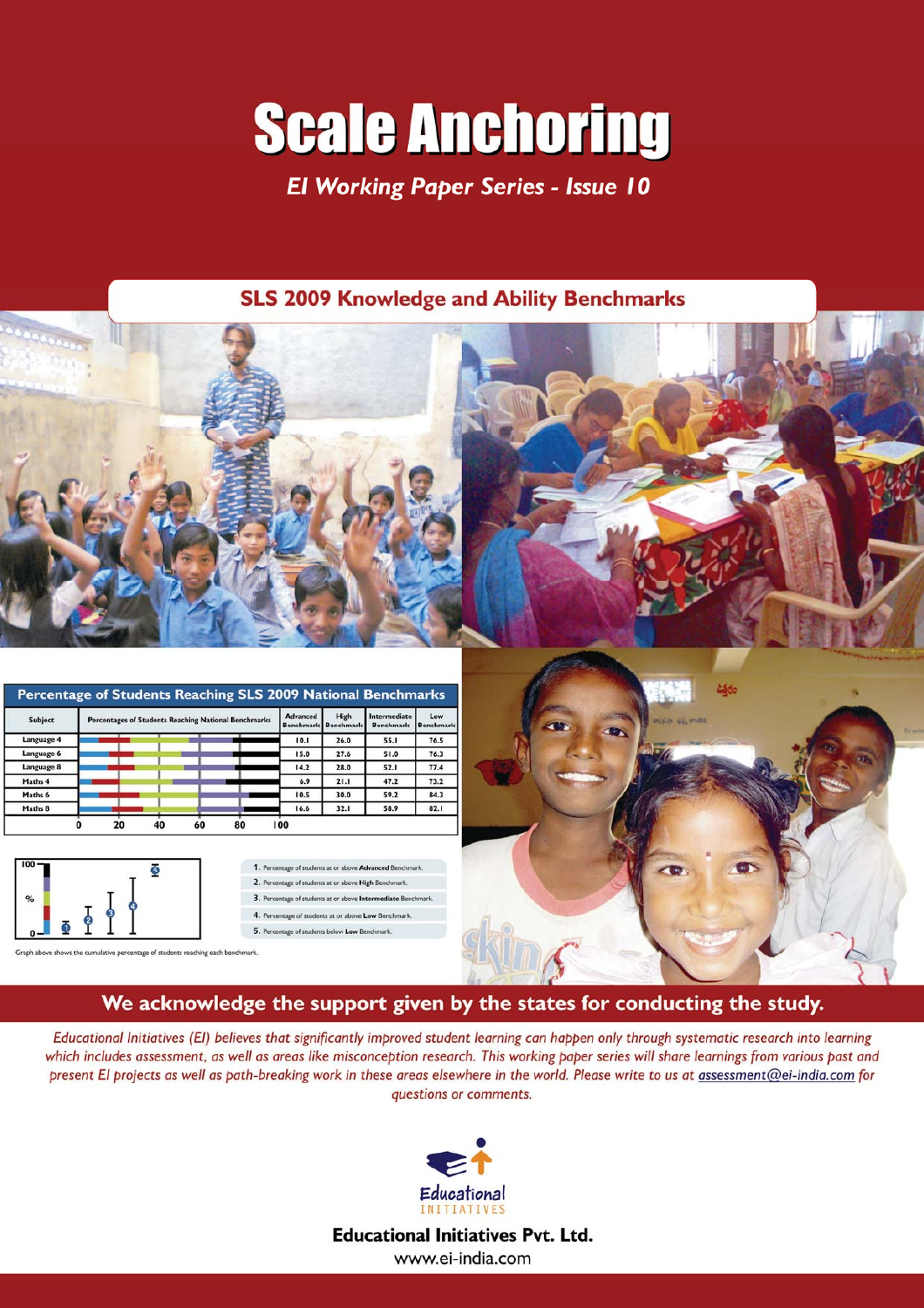# Scale Anchoring

*EI Working Paper Series - Issue 10*

## SLS 2009 Knowledge and Ability Benchmarks

**Percentage of Students Reaching SLS 2009 National Benchmarks**

| Subject | Percentages of Students Reaching National Benchmarks | Advanced Benchmark | High Benchmark | Intermediate Benchmark | Low Benchmark |
|---|---|---|---|---|---|
| Language 4 | | 10.1 | 26.0 | 55.1 | 76.5 |
| Language 6 | | 15.0 | 27.6 | 51.0 | 76.3 |
| Language 8 | | 14.2 | 28.0 | 52.1 | 77.4 |
| Maths 4 | | 6.9 | 21.1 | 47.2 | 73.2 |
| Maths 6 | | 10.5 | 30.0 | 59.2 | 84.3 |
| Maths 8 | | 16.6 | 32.1 | 58.9 | 82.1 |

1. Percentage of students at or above **Advanced** Benchmark.
2. Percentage of students at or above **High** Benchmark.
3. Percentage of students at or above **Intermediate** Benchmark.
4. Percentage of students at or above **Low** Benchmark.
5. Percentage of students below **Low** Benchmark.

Graph above shows the cumulative percentage of students reaching each benchmark.

## We acknowledge the support given by the states for conducting the study.

*Educational Initiatives (EI) believes that significantly improved student learning can happen only through systematic research into learning which includes assessment, as well as areas like misconception research. This working paper series will share learnings from various past and present EI projects as well as path-breaking work in these areas elsewhere in the world. Please write to us at assessment@ei-india.com for questions or comments.*

**Educational Initiatives Pvt. Ltd.**

www.ei-india.com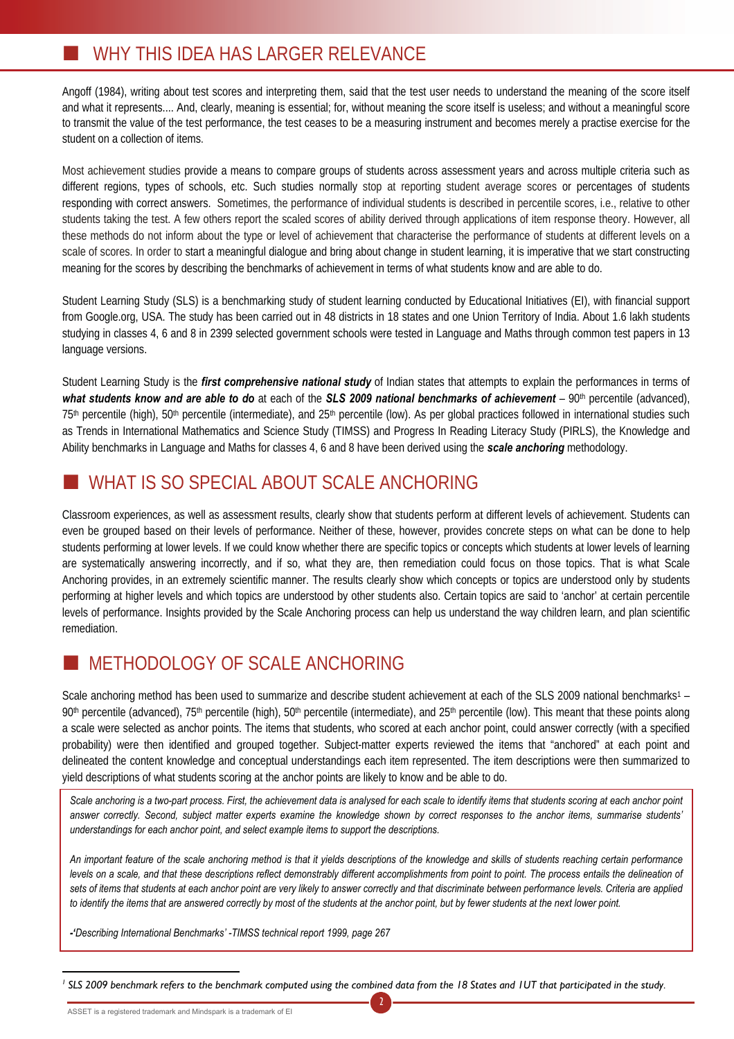## WHY THIS IDEA HAS LARGER RELEVANCE

Angoff (1984), writing about test scores and interpreting them, said that the test user needs to understand the meaning of the score itself and what it represents.... And, clearly, meaning is essential; for, without meaning the score itself is useless; and without a meaningful score to transmit the value of the test performance, the test ceases to be a measuring instrument and becomes merely a practise exercise for the student on a collection of items.

Most achievement studies provide a means to compare groups of students across assessment years and across multiple criteria such as different regions, types of schools, etc. Such studies normally stop at reporting student average scores or percentages of students responding with correct answers. Sometimes, the performance of individual students is described in percentile scores, i.e., relative to other students taking the test. A few others report the scaled scores of ability derived through applications of item response theory. However, all these methods do not inform about the type or level of achievement that characterise the performance of students at different levels on a scale of scores. In order to start a meaningful dialogue and bring about change in student learning, it is imperative that we start constructing meaning for the scores by describing the benchmarks of achievement in terms of what students know and are able to do.

Student Learning Study (SLS) is a benchmarking study of student learning conducted by Educational Initiatives (EI), with financial support from Google.org, USA. The study has been carried out in 48 districts in 18 states and one Union Territory of India. About 1.6 lakh students studying in classes 4, 6 and 8 in 2399 selected government schools were tested in Language and Maths through common test papers in 13 language versions.

Student Learning Study is the ***first comprehensive national study*** of Indian states that attempts to explain the performances in terms of ***what students know and are able to do*** at each of the ***SLS 2009 national benchmarks of achievement*** – 90th percentile (advanced), 75th percentile (high), 50th percentile (intermediate), and 25th percentile (low). As per global practices followed in international studies such as Trends in International Mathematics and Science Study (TIMSS) and Progress In Reading Literacy Study (PIRLS), the Knowledge and Ability benchmarks in Language and Maths for classes 4, 6 and 8 have been derived using the ***scale anchoring*** methodology.

## WHAT IS SO SPECIAL ABOUT SCALE ANCHORING

Classroom experiences, as well as assessment results, clearly show that students perform at different levels of achievement. Students can even be grouped based on their levels of performance. Neither of these, however, provides concrete steps on what can be done to help students performing at lower levels. If we could know whether there are specific topics or concepts which students at lower levels of learning are systematically answering incorrectly, and if so, what they are, then remediation could focus on those topics. That is what Scale Anchoring provides, in an extremely scientific manner. The results clearly show which concepts or topics are understood only by students performing at higher levels and which topics are understood by other students also. Certain topics are said to 'anchor' at certain percentile levels of performance. Insights provided by the Scale Anchoring process can help us understand the way children learn, and plan scientific remediation.

## METHODOLOGY OF SCALE ANCHORING

Scale anchoring method has been used to summarize and describe student achievement at each of the SLS 2009 national benchmarks[1] – 90th percentile (advanced), 75th percentile (high), 50th percentile (intermediate), and 25th percentile (low). This meant that these points along a scale were selected as anchor points. The items that students, who scored at each anchor point, could answer correctly (with a specified probability) were then identified and grouped together. Subject-matter experts reviewed the items that "anchored" at each point and delineated the content knowledge and conceptual understandings each item represented. The item descriptions were then summarized to yield descriptions of what students scoring at the anchor points are likely to know and be able to do.

*Scale anchoring is a two-part process. First, the achievement data is analysed for each scale to identify items that students scoring at each anchor point answer correctly. Second, subject matter experts examine the knowledge shown by correct responses to the anchor items, summarise students' understandings for each anchor point, and select example items to support the descriptions.*

*An important feature of the scale anchoring method is that it yields descriptions of the knowledge and skills of students reaching certain performance levels on a scale, and that these descriptions reflect demonstrably different accomplishments from point to point. The process entails the delineation of sets of items that students at each anchor point are very likely to answer correctly and that discriminate between performance levels. Criteria are applied to identify the items that are answered correctly by most of the students at the anchor point, but by fewer students at the next lower point.*

*-'Describing International Benchmarks' -TIMSS technical report 1999, page 267*

---

[1] *SLS 2009 benchmark refers to the benchmark computed using the combined data from the 18 States and 1UT that participated in the study.*

ASSET is a registered trademark and Mindspark is a trademark of EI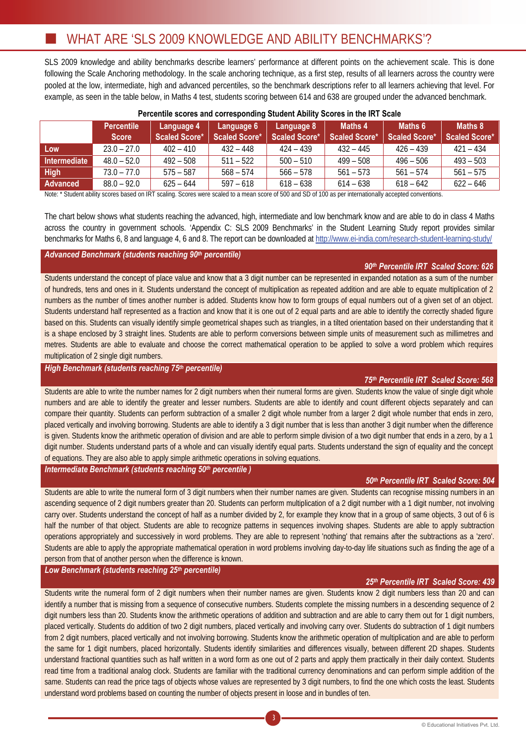## WHAT ARE 'SLS 2009 KNOWLEDGE AND ABILITY BENCHMARKS'?

SLS 2009 knowledge and ability benchmarks describe learners' performance at different points on the achievement scale. This is done following the Scale Anchoring methodology. In the scale anchoring technique, as a first step, results of all learners across the country were pooled at the low, intermediate, high and advanced percentiles, so the benchmark descriptions refer to all learners achieving that level. For example, as seen in the table below, in Maths 4 test, students scoring between 614 and 638 are grouped under the advanced benchmark.

**Percentile scores and corresponding Student Ability Scores in the IRT Scale**

| | Percentile Score | Language 4 Scaled Score* | Language 6 Scaled Score* | Language 8 Scaled Score* | Maths 4 Scaled Score* | Maths 6 Scaled Score* | Maths 8 Scaled Score* |
|---|---|---|---|---|---|---|---|
| Low | 23.0 – 27.0 | 402 – 410 | 432 – 448 | 424 – 439 | 432 – 445 | 426 – 439 | 421 – 434 |
| Intermediate | 48.0 – 52.0 | 492 – 508 | 511 – 522 | 500 – 510 | 499 – 508 | 496 – 506 | 493 – 503 |
| High | 73.0 – 77.0 | 575 – 587 | 568 – 574 | 566 – 578 | 561 – 573 | 561 – 574 | 561 – 575 |
| Advanced | 88.0 – 92.0 | 625 – 644 | 597 – 618 | 618 – 638 | 614 – 638 | 618 – 642 | 622 – 646 |

Note: * Student ability scores based on IRT scaling. Scores were scaled to a mean score of 500 and SD of 100 as per internationally accepted conventions.

The chart below shows what students reaching the advanced, high, intermediate and low benchmark know and are able to do in class 4 Maths across the country in government schools. 'Appendix C: SLS 2009 Benchmarks' in the Student Learning Study report provides similar benchmarks for Maths 6, 8 and language 4, 6 and 8. The report can be downloaded at http://www.ei-india.com/research-student-learning-study/

### *Advanced Benchmark (students reaching 90th percentile)*

***90th Percentile IRT Scaled Score: 626***

Students understand the concept of place value and know that a 3 digit number can be represented in expanded notation as a sum of the number of hundreds, tens and ones in it. Students understand the concept of multiplication as repeated addition and are able to equate multiplication of 2 numbers as the number of times another number is added. Students know how to form groups of equal numbers out of a given set of an object. Students understand half represented as a fraction and know that it is one out of 2 equal parts and are able to identify the correctly shaded figure based on this. Students can visually identify simple geometrical shapes such as triangles, in a tilted orientation based on their understanding that it is a shape enclosed by 3 straight lines. Students are able to perform conversions between simple units of measurement such as millimetres and metres. Students are able to evaluate and choose the correct mathematical operation to be applied to solve a word problem which requires multiplication of 2 single digit numbers.

### *High Benchmark (students reaching 75th percentile)*

***75th Percentile IRT Scaled Score: 568***

Students are able to write the number names for 2 digit numbers when their numeral forms are given. Students know the value of single digit whole numbers and are able to identify the greater and lesser numbers. Students are able to identify and count different objects separately and can compare their quantity. Students can perform subtraction of a smaller 2 digit whole number from a larger 2 digit whole number that ends in zero, placed vertically and involving borrowing. Students are able to identify a 3 digit number that is less than another 3 digit number when the difference is given. Students know the arithmetic operation of division and are able to perform simple division of a two digit number that ends in a zero, by a 1 digit number. Students understand parts of a whole and can visually identify equal parts. Students understand the sign of equality and the concept of equations. They are also able to apply simple arithmetic operations in solving equations.

### *Intermediate Benchmark (students reaching 50th percentile )*

***50th Percentile IRT Scaled Score: 504***

Students are able to write the numeral form of 3 digit numbers when their number names are given. Students can recognise missing numbers in an ascending sequence of 2 digit numbers greater than 20. Students can perform multiplication of a 2 digit number with a 1 digit number, not involving carry over. Students understand the concept of half as a number divided by 2, for example they know that in a group of same objects, 3 out of 6 is half the number of that object. Students are able to recognize patterns in sequences involving shapes. Students are able to apply subtraction operations appropriately and successively in word problems. They are able to represent 'nothing' that remains after the subtractions as a 'zero'. Students are able to apply the appropriate mathematical operation in word problems involving day-to-day life situations such as finding the age of a person from that of another person when the difference is known.

### *Low Benchmark (students reaching 25th percentile)*

***25th Percentile IRT Scaled Score: 439***

Students write the numeral form of 2 digit numbers when their number names are given. Students know 2 digit numbers less than 20 and can identify a number that is missing from a sequence of consecutive numbers. Students complete the missing numbers in a descending sequence of 2 digit numbers less than 20. Students know the arithmetic operations of addition and subtraction and are able to carry them out for 1 digit numbers, placed vertically. Students do addition of two 2 digit numbers, placed vertically and involving carry over. Students do subtraction of 1 digit numbers from 2 digit numbers, placed vertically and not involving borrowing. Students know the arithmetic operation of multiplication and are able to perform the same for 1 digit numbers, placed horizontally. Students identify similarities and differences visually, between different 2D shapes. Students understand fractional quantities such as half written in a word form as one out of 2 parts and apply them practically in their daily context. Students read time from a traditional analog clock. Students are familiar with the traditional currency denominations and can perform simple addition of the same. Students can read the price tags of objects whose values are represented by 3 digit numbers, to find the one which costs the least. Students understand word problems based on counting the number of objects present in loose and in bundles of ten.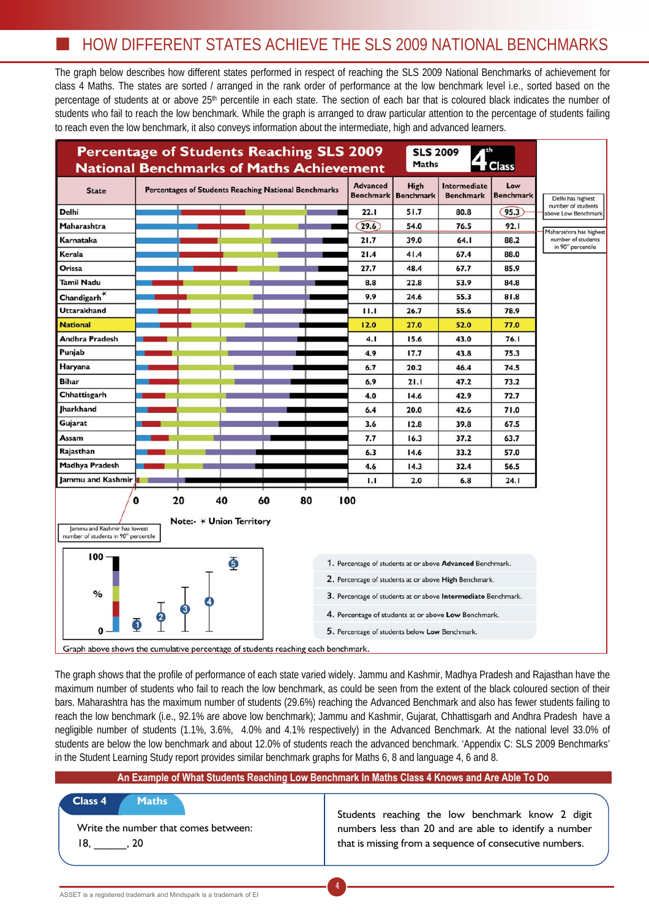## HOW DIFFERENT STATES ACHIEVE THE SLS 2009 NATIONAL BENCHMARKS

The graph below describes how different states performed in respect of reaching the SLS 2009 National Benchmarks of achievement for class 4 Maths. The states are sorted / arranged in the rank order of performance at the low benchmark level i.e., sorted based on the percentage of students at or above 25th percentile in each state. The section of each bar that is coloured black indicates the number of students who fail to reach the low benchmark. While the graph is arranged to draw particular attention to the percentage of students failing to reach even the low benchmark, it also conveys information about the intermediate, high and advanced learners.

**Percentage of Students Reaching SLS 2009 National Benchmarks of Maths Achievement** (SLS 2009 Maths, 4th Class)

| State | Advanced Benchmark | High Benchmark | Intermediate Benchmark | Low Benchmark |
|---|---|---|---|---|
| Delhi | 22.1 | 51.7 | 80.8 | 95.3 |
| Maharashtra | 29.6 | 54.0 | 76.5 | 92.1 |
| Karnataka | 21.7 | 39.0 | 64.1 | 88.2 |
| Kerala | 21.4 | 41.4 | 67.4 | 88.0 |
| Orissa | 27.7 | 48.4 | 67.7 | 85.9 |
| Tamil Nadu | 8.8 | 22.8 | 53.9 | 84.8 |
| Chandigarh* | 9.9 | 24.6 | 55.3 | 81.8 |
| Uttarakhand | 11.1 | 26.7 | 55.6 | 78.9 |
| **National** | **12.0** | **27.0** | **52.0** | **77.0** |
| Andhra Pradesh | 4.1 | 15.6 | 43.0 | 76.1 |
| Punjab | 4.9 | 17.7 | 43.8 | 75.3 |
| Haryana | 6.7 | 20.2 | 46.4 | 74.5 |
| Bihar | 6.9 | 21.1 | 47.2 | 73.2 |
| Chhattisgarh | 4.0 | 14.6 | 42.9 | 72.7 |
| Jharkhand | 6.4 | 20.0 | 42.6 | 71.0 |
| Gujarat | 3.6 | 12.8 | 39.8 | 67.5 |
| Assam | 7.7 | 16.3 | 37.2 | 63.7 |
| Rajasthan | 6.3 | 14.6 | 33.2 | 57.0 |
| Madhya Pradesh | 4.6 | 14.3 | 32.4 | 56.5 |
| Jammu and Kashmir | 1.1 | 2.0 | 6.8 | 24.1 |

Delhi has highest number of students above Low Benchmark

Maharashtra has highest number of students in 90th percentile

Jammu and Kashmir has lowest number of students in 90th percentile

Note:- * Union Territory

1. Percentage of students at or above **Advanced** Benchmark.
2. Percentage of students at or above **High** Benchmark.
3. Percentage of students at or above **Intermediate** Benchmark.
4. Percentage of students at or above **Low** Benchmark.
5. Percentage of students below **Low** Benchmark.

Graph above shows the cumulative percentage of students reaching each benchmark.

The graph shows that the profile of performance of each state varied widely. Jammu and Kashmir, Madhya Pradesh and Rajasthan have the maximum number of students who fail to reach the low benchmark, as could be seen from the extent of the black coloured section of their bars. Maharashtra has the maximum number of students (29.6%) reaching the Advanced Benchmark and also has fewer students failing to reach the low benchmark (i.e., 92.1% are above low benchmark); Jammu and Kashmir, Gujarat, Chhattisgarh and Andhra Pradesh have a negligible number of students (1.1%, 3.6%, 4.0% and 4.1% respectively) in the Advanced Benchmark. At the national level 33.0% of students are below the low benchmark and about 12.0% of students reach the advanced benchmark. 'Appendix C: SLS 2009 Benchmarks' in the Student Learning Study report provides similar benchmark graphs for Maths 6, 8 and language 4, 6 and 8.

### An Example of What Students Reaching Low Benchmark In Maths Class 4 Knows and Are Able To Do

**Class 4 Maths**

Write the number that comes between:

18, ______, 20

Students reaching the low benchmark know 2 digit numbers less than 20 and are able to identify a number that is missing from a sequence of consecutive numbers.

ASSET is a registered trademark and Mindspark is a trademark of EI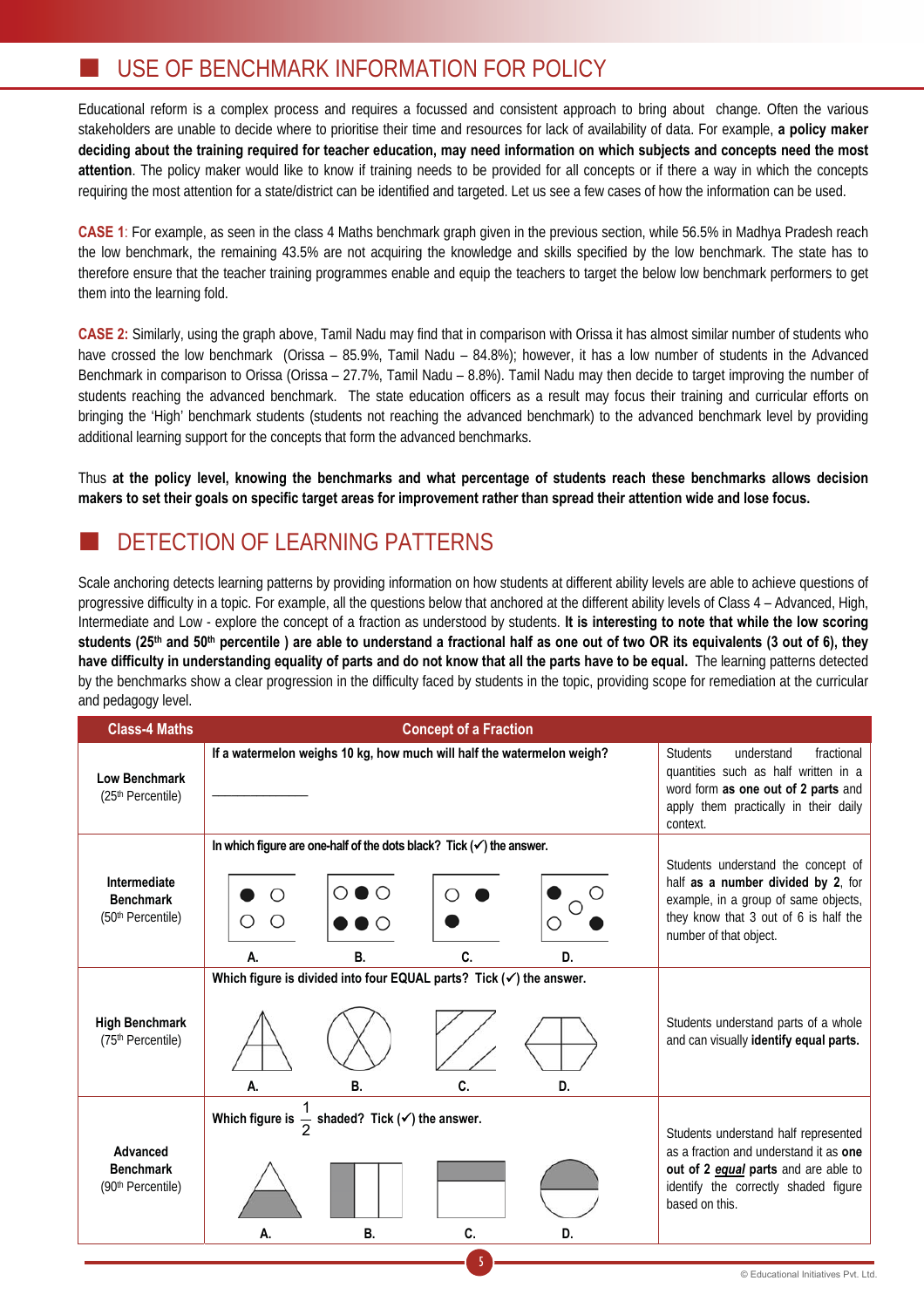## USE OF BENCHMARK INFORMATION FOR POLICY

Educational reform is a complex process and requires a focussed and consistent approach to bring about change. Often the various stakeholders are unable to decide where to prioritise their time and resources for lack of availability of data. For example, **a policy maker deciding about the training required for teacher education, may need information on which subjects and concepts need the most attention**. The policy maker would like to know if training needs to be provided for all concepts or if there a way in which the concepts requiring the most attention for a state/district can be identified and targeted. Let us see a few cases of how the information can be used.

**CASE 1**: For example, as seen in the class 4 Maths benchmark graph given in the previous section, while 56.5% in Madhya Pradesh reach the low benchmark, the remaining 43.5% are not acquiring the knowledge and skills specified by the low benchmark. The state has to therefore ensure that the teacher training programmes enable and equip the teachers to target the below low benchmark performers to get them into the learning fold.

**CASE 2:** Similarly, using the graph above, Tamil Nadu may find that in comparison with Orissa it has almost similar number of students who have crossed the low benchmark (Orissa – 85.9%, Tamil Nadu – 84.8%); however, it has a low number of students in the Advanced Benchmark in comparison to Orissa (Orissa – 27.7%, Tamil Nadu – 8.8%). Tamil Nadu may then decide to target improving the number of students reaching the advanced benchmark. The state education officers as a result may focus their training and curricular efforts on bringing the 'High' benchmark students (students not reaching the advanced benchmark) to the advanced benchmark level by providing additional learning support for the concepts that form the advanced benchmarks.

Thus **at the policy level, knowing the benchmarks and what percentage of students reach these benchmarks allows decision makers to set their goals on specific target areas for improvement rather than spread their attention wide and lose focus.**

## DETECTION OF LEARNING PATTERNS

Scale anchoring detects learning patterns by providing information on how students at different ability levels are able to achieve questions of progressive difficulty in a topic. For example, all the questions below that anchored at the different ability levels of Class 4 – Advanced, High, Intermediate and Low - explore the concept of a fraction as understood by students. **It is interesting to note that while the low scoring students (25th and 50th percentile ) are able to understand a fractional half as one out of two OR its equivalents (3 out of 6), they have difficulty in understanding equality of parts and do not know that all the parts have to be equal.** The learning patterns detected by the benchmarks show a clear progression in the difficulty faced by students in the topic, providing scope for remediation at the curricular and pedagogy level.

| Class-4 Maths | Concept of a Fraction | |
|---|---|---|
| **Low Benchmark** (25th Percentile) | **If a watermelon weighs 10 kg, how much will half the watermelon weigh?** ____________ | Students understand fractional quantities such as half written in a word form **as one out of 2 parts** and apply them practically in their daily context. |
| **Intermediate Benchmark** (50th Percentile) | **In which figure are one-half of the dots black? Tick (✓) the answer.** A. B. C. D. | Students understand the concept of half **as a number divided by 2**, for example, in a group of same objects, they know that 3 out of 6 is half the number of that object. |
| **High Benchmark** (75th Percentile) | **Which figure is divided into four EQUAL parts? Tick (✓) the answer.** A. B. C. D. | Students understand parts of a whole and can visually **identify equal parts.** |
| **Advanced Benchmark** (90th Percentile) | **Which figure is $\frac{1}{2}$ shaded? Tick (✓) the answer.** A. B. C. D. | Students understand half represented as a fraction and understand it as **one out of 2 *equal* parts** and are able to identify the correctly shaded figure based on this. |

© Educational Initiatives Pvt. Ltd.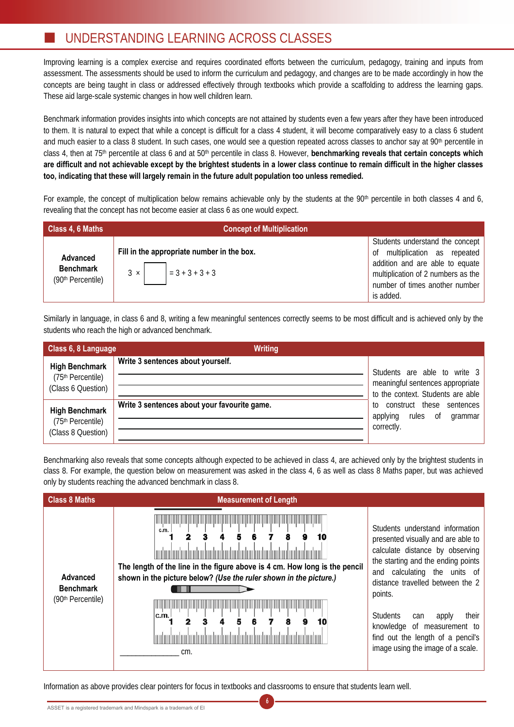## UNDERSTANDING LEARNING ACROSS CLASSES

Improving learning is a complex exercise and requires coordinated efforts between the curriculum, pedagogy, training and inputs from assessment. The assessments should be used to inform the curriculum and pedagogy, and changes are to be made accordingly in how the concepts are being taught in class or addressed effectively through textbooks which provide a scaffolding to address the learning gaps. These aid large-scale systemic changes in how well children learn.

Benchmark information provides insights into which concepts are not attained by students even a few years after they have been introduced to them. It is natural to expect that while a concept is difficult for a class 4 student, it will become comparatively easy to a class 6 student and much easier to a class 8 student. In such cases, one would see a question repeated across classes to anchor say at 90th percentile in class 4, then at 75th percentile at class 6 and at 50th percentile in class 8. However, **benchmarking reveals that certain concepts which are difficult and not achievable except by the brightest students in a lower class continue to remain difficult in the higher classes too, indicating that these will largely remain in the future adult population too unless remedied.**

For example, the concept of multiplication below remains achievable only by the students at the 90th percentile in both classes 4 and 6, revealing that the concept has not become easier at class 6 as one would expect.

| Class 4, 6 Maths | Concept of Multiplication | |
|---|---|---|
| **Advanced Benchmark** (90th Percentile) | **Fill in the appropriate number in the box.** 3 × ☐ = 3 + 3 + 3 + 3 | Students understand the concept of multiplication as repeated addition and are able to equate multiplication of 2 numbers as the number of times another number is added. |

Similarly in language, in class 6 and 8, writing a few meaningful sentences correctly seems to be most difficult and is achieved only by the students who reach the high or advanced benchmark.

| Class 6, 8 Language | Writing | |
|---|---|---|
| **High Benchmark** (75th Percentile) (Class 6 Question) | **Write 3 sentences about yourself.** ______ ______ ______ | Students are able to write 3 meaningful sentences appropriate to the context. Students are able to construct these sentences applying rules of grammar correctly. |
| **High Benchmark** (75th Percentile) (Class 8 Question) | **Write 3 sentences about your favourite game.** ______ ______ ______ | |

Benchmarking also reveals that some concepts although expected to be achieved in class 4, are achieved only by the brightest students in class 8. For example, the question below on measurement was asked in the class 4, 6 as well as class 8 Maths paper, but was achieved only by students reaching the advanced benchmark in class 8.

| Class 8 Maths | Measurement of Length | |
|---|---|---|
| **Advanced Benchmark** (90th Percentile) | [Ruler: c.m. 1 2 3 4 5 6 7 8 9 10] **The length of the line in the figure above is 4 cm. How long is the pencil shown in the picture below? *(Use the ruler shown in the picture.)*** [Ruler: c.m. 1 2 3 4 5 6 7 8 9 10] ______________ cm. | Students understand information presented visually and are able to calculate distance by observing the starting and the ending points and calculating the units of distance travelled between the 2 points. Students can apply their knowledge of measurement to find out the length of a pencil's image using the image of a scale. |

Information as above provides clear pointers for focus in textbooks and classrooms to ensure that students learn well.

ASSET is a registered trademark and Mindspark is a trademark of EI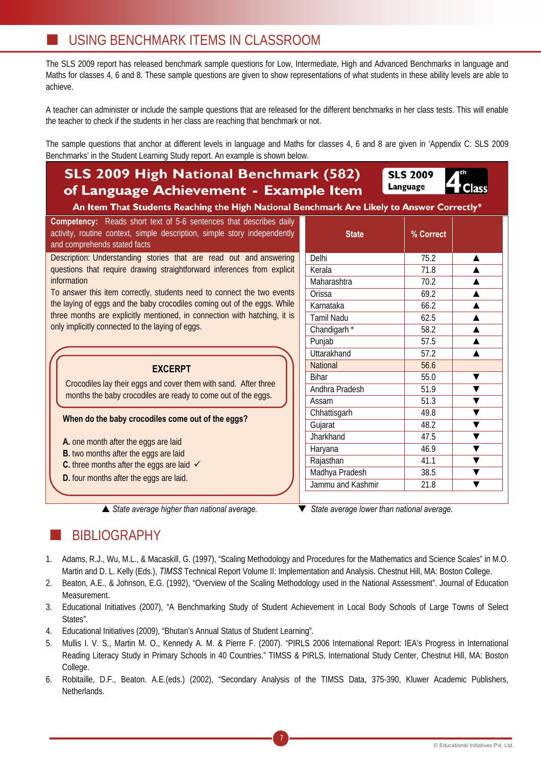## USING BENCHMARK ITEMS IN CLASSROOM

The SLS 2009 report has released benchmark sample questions for Low, Intermediate, High and Advanced Benchmarks in language and Maths for classes 4, 6 and 8. These sample questions are given to show representations of what students in these ability levels are able to achieve.

A teacher can administer or include the sample questions that are released for the different benchmarks in her class tests. This will enable the teacher to check if the students in her class are reaching that benchmark or not.

The sample questions that anchor at different levels in language and Maths for classes 4, 6 and 8 are given in 'Appendix C: SLS 2009 Benchmarks' in the Student Learning Study report. An example is shown below.

### SLS 2009 High National Benchmark (582) of Language Achievement - Example Item

**SLS 2009 Language** | **4th Class**

**An Item That Students Reaching the High National Benchmark Are Likely to Answer Correctly***

**Competency:** Reads short text of 5-6 sentences that describes daily activity, routine context, simple description, simple story independently and comprehends stated facts

Description: Understanding stories that are read out and answering questions that require drawing straightforward inferences from explicit information

To answer this item correctly, students need to connect the two events the laying of eggs and the baby crocodiles coming out of the eggs. While three months are explicitly mentioned, in connection with hatching, it is only implicitly connected to the laying of eggs.

**EXCERPT**

Crocodiles lay their eggs and cover them with sand. After three months the baby crocodiles are ready to come out of the eggs.

**When do the baby crocodiles come out of the eggs?**

**A.** one month after the eggs are laid
**B.** two months after the eggs are laid
**C.** three months after the eggs are laid ✓
**D.** four months after the eggs are laid.

| State | % Correct | |
|---|---|---|
| Delhi | 75.2 | ▲ |
| Kerala | 71.8 | ▲ |
| Maharashtra | 70.2 | ▲ |
| Orissa | 69.2 | ▲ |
| Karnataka | 66.2 | ▲ |
| Tamil Nadu | 62.5 | ▲ |
| Chandigarh * | 58.2 | ▲ |
| Punjab | 57.5 | ▲ |
| Uttarakhand | 57.2 | ▲ |
| National | 56.6 | |
| Bihar | 55.0 | ▼ |
| Andhra Pradesh | 51.9 | ▼ |
| Assam | 51.3 | ▼ |
| Chhattisgarh | 49.8 | ▼ |
| Gujarat | 48.2 | ▼ |
| Jharkhand | 47.5 | ▼ |
| Haryana | 46.9 | ▼ |
| Rajasthan | 41.1 | ▼ |
| Madhya Pradesh | 38.5 | ▼ |
| Jammu and Kashmir | 21.8 | ▼ |

▲ *State average higher than national average.* ▼ *State average lower than national average.*

## BIBLIOGRAPHY

1. Adams, R.J., Wu, M.L., & Macaskill, G. (1997), "Scaling Methodology and Procedures for the Mathematics and Science Scales" in M.O. Martin and D. L. Kelly (Eds.), *TIMSS* Technical Report Volume II: Implementation and Analysis. Chestnut Hill, MA: Boston College.
2. Beaton, A.E., & Johnson, E.G. (1992), "Overview of the Scaling Methodology used in the National Assessment". Journal of Education Measurement.
3. Educational Initiatives (2007), "A Benchmarking Study of Student Achievement in Local Body Schools of Large Towns of Select States".
4. Educational Initiatives (2009), "Bhutan's Annual Status of Student Learning".
5. Mullis I. V. S., Martin M. O., Kennedy A. M. & Pierre F. (2007). "PIRLS 2006 International Report: IEA's Progress in International Reading Literacy Study in Primary Schools in 40 Countries." TIMSS & PIRLS, International Study Center, Chestnut Hill, MA: Boston College.
6. Robitaille, D.F., Beaton. A.E.(eds.) (2002), "Secondary Analysis of the TIMSS Data, 375-390, Kluwer Academic Publishers, Netherlands.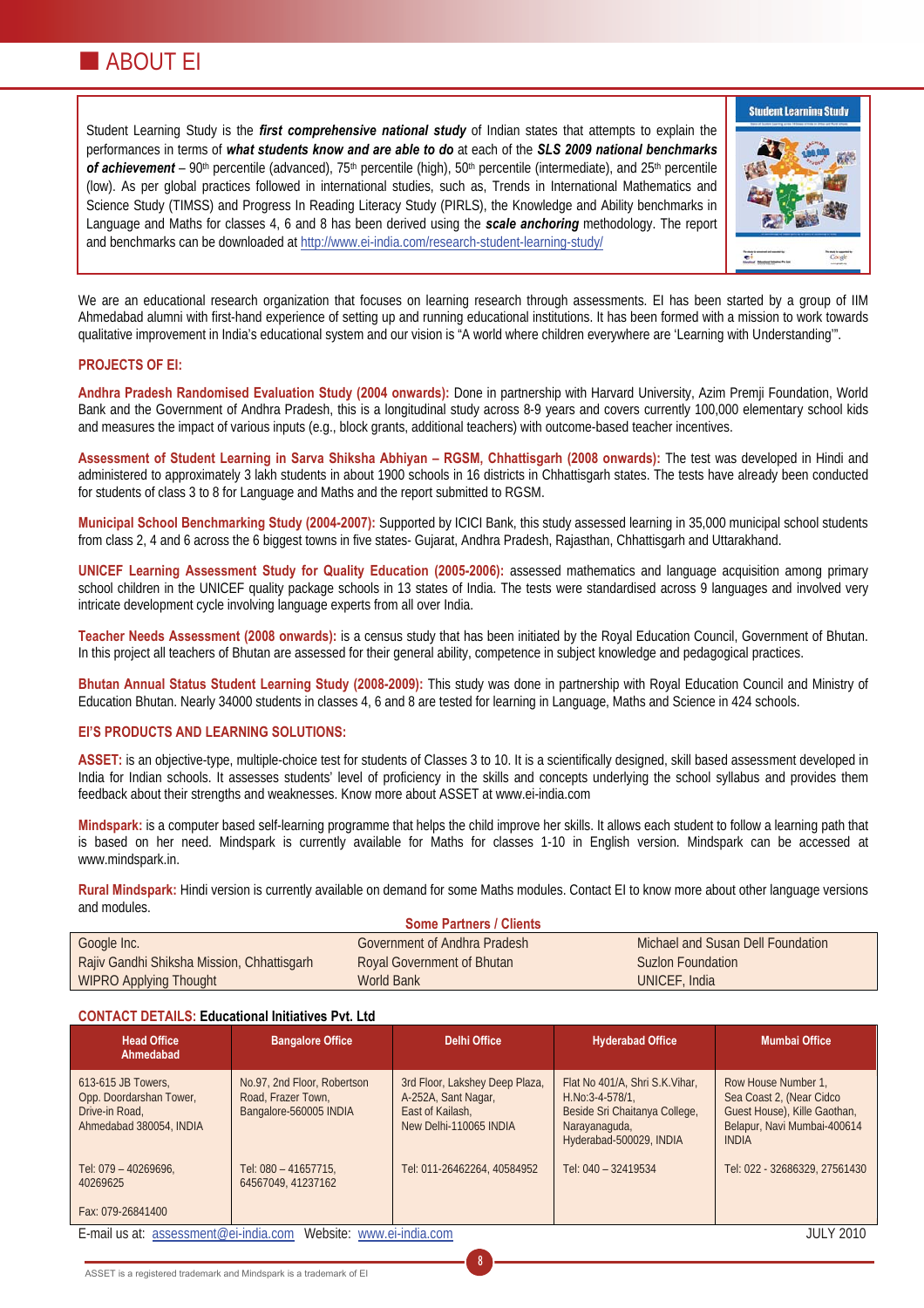# ABOUT EI

Student Learning Study is the ***first comprehensive national study*** of Indian states that attempts to explain the performances in terms of ***what students know and are able to do*** at each of the ***SLS 2009 national benchmarks of achievement*** – 90th percentile (advanced), 75th percentile (high), 50th percentile (intermediate), and 25th percentile (low). As per global practices followed in international studies, such as, Trends in International Mathematics and Science Study (TIMSS) and Progress In Reading Literacy Study (PIRLS), the Knowledge and Ability benchmarks in Language and Maths for classes 4, 6 and 8 has been derived using the ***scale anchoring*** methodology. The report and benchmarks can be downloaded at http://www.ei-india.com/research-student-learning-study/

We are an educational research organization that focuses on learning research through assessments. EI has been started by a group of IIM Ahmedabad alumni with first-hand experience of setting up and running educational institutions. It has been formed with a mission to work towards qualitative improvement in India's educational system and our vision is "A world where children everywhere are 'Learning with Understanding'".

## PROJECTS OF EI:

**Andhra Pradesh Randomised Evaluation Study (2004 onwards):** Done in partnership with Harvard University, Azim Premji Foundation, World Bank and the Government of Andhra Pradesh, this is a longitudinal study across 8-9 years and covers currently 100,000 elementary school kids and measures the impact of various inputs (e.g., block grants, additional teachers) with outcome-based teacher incentives.

**Assessment of Student Learning in Sarva Shiksha Abhiyan – RGSM, Chhattisgarh (2008 onwards):** The test was developed in Hindi and administered to approximately 3 lakh students in about 1900 schools in 16 districts in Chhattisgarh states. The tests have already been conducted for students of class 3 to 8 for Language and Maths and the report submitted to RGSM.

**Municipal School Benchmarking Study (2004-2007):** Supported by ICICI Bank, this study assessed learning in 35,000 municipal school students from class 2, 4 and 6 across the 6 biggest towns in five states- Gujarat, Andhra Pradesh, Rajasthan, Chhattisgarh and Uttarakhand.

**UNICEF Learning Assessment Study for Quality Education (2005-2006):** assessed mathematics and language acquisition among primary school children in the UNICEF quality package schools in 13 states of India. The tests were standardised across 9 languages and involved very intricate development cycle involving language experts from all over India.

**Teacher Needs Assessment (2008 onwards):** is a census study that has been initiated by the Royal Education Council, Government of Bhutan. In this project all teachers of Bhutan are assessed for their general ability, competence in subject knowledge and pedagogical practices.

**Bhutan Annual Status Student Learning Study (2008-2009):** This study was done in partnership with Royal Education Council and Ministry of Education Bhutan. Nearly 34000 students in classes 4, 6 and 8 are tested for learning in Language, Maths and Science in 424 schools.

## EI'S PRODUCTS AND LEARNING SOLUTIONS:

**ASSET:** is an objective-type, multiple-choice test for students of Classes 3 to 10. It is a scientifically designed, skill based assessment developed in India for Indian schools. It assesses students' level of proficiency in the skills and concepts underlying the school syllabus and provides them feedback about their strengths and weaknesses. Know more about ASSET at www.ei-india.com

**Mindspark:** is a computer based self-learning programme that helps the child improve her skills. It allows each student to follow a learning path that is based on her need. Mindspark is currently available for Maths for classes 1-10 in English version. Mindspark can be accessed at www.mindspark.in.

**Rural Mindspark:** Hindi version is currently available on demand for some Maths modules. Contact EI to know more about other language versions and modules.

**Some Partners / Clients**

| | | |
|---|---|---|
| Google Inc. | Government of Andhra Pradesh | Michael and Susan Dell Foundation |
| Rajiv Gandhi Shiksha Mission, Chhattisgarh | Royal Government of Bhutan | Suzlon Foundation |
| WIPRO Applying Thought | World Bank | UNICEF, India |

**CONTACT DETAILS: Educational Initiatives Pvt. Ltd**

| Head Office Ahmedabad | Bangalore Office | Delhi Office | Hyderabad Office | Mumbai Office |
|---|---|---|---|---|
| 613-615 JB Towers, Opp. Doordarshan Tower, Drive-in Road, Ahmedabad 380054, INDIA | No.97, 2nd Floor, Robertson Road, Frazer Town, Bangalore-560005 INDIA | 3rd Floor, Lakshey Deep Plaza, A-252A, Sant Nagar, East of Kailash, New Delhi-110065 INDIA | Flat No 401/A, Shri S.K.Vihar, H.No:3-4-578/1, Beside Sri Chaitanya College, Narayanaguda, Hyderabad-500029, INDIA | Row House Number 1, Sea Coast 2, (Near Cidco Guest House), Kille Gaothan, Belapur, Navi Mumbai-400614 INDIA |
| Tel: 079 – 40269696, 40269625<br>Fax: 079-26841400 | Tel: 080 – 41657715, 64567049, 41237162 | Tel: 011-26462264, 40584952 | Tel: 040 – 32419534 | Tel: 022 - 32686329, 27561430 |

E-mail us at: assessment@ei-india.com Website: www.ei-india.com

JULY 2010

ASSET is a registered trademark and Mindspark is a trademark of EI